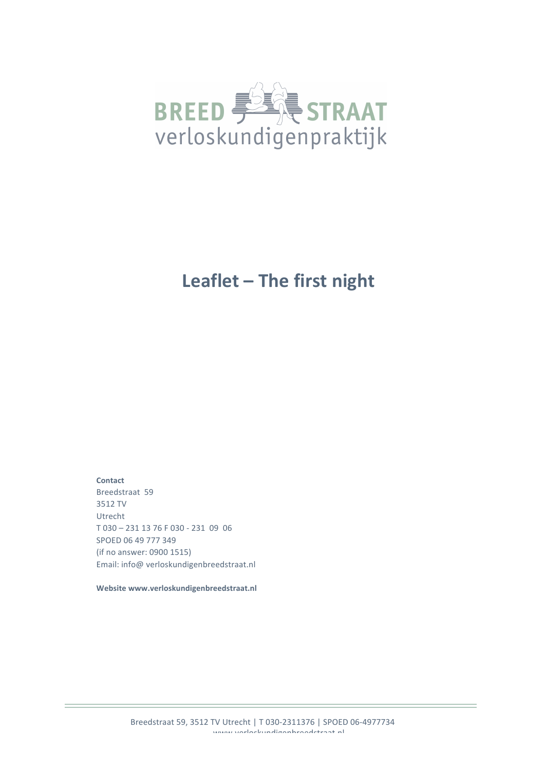BREED STRAAT
verloskundigenpraktijk

# Leaflet – The first night

**Contact**
Breedstraat 59
3512 TV
Utrecht
T 030 – 231 13 76 F 030 - 231 09 06
SPOED 06 49 777 349
(if no answer: 0900 1515)
Email: info@ verloskundigenbreedstraat.nl

**Website www.verloskundigenbreedstraat.nl**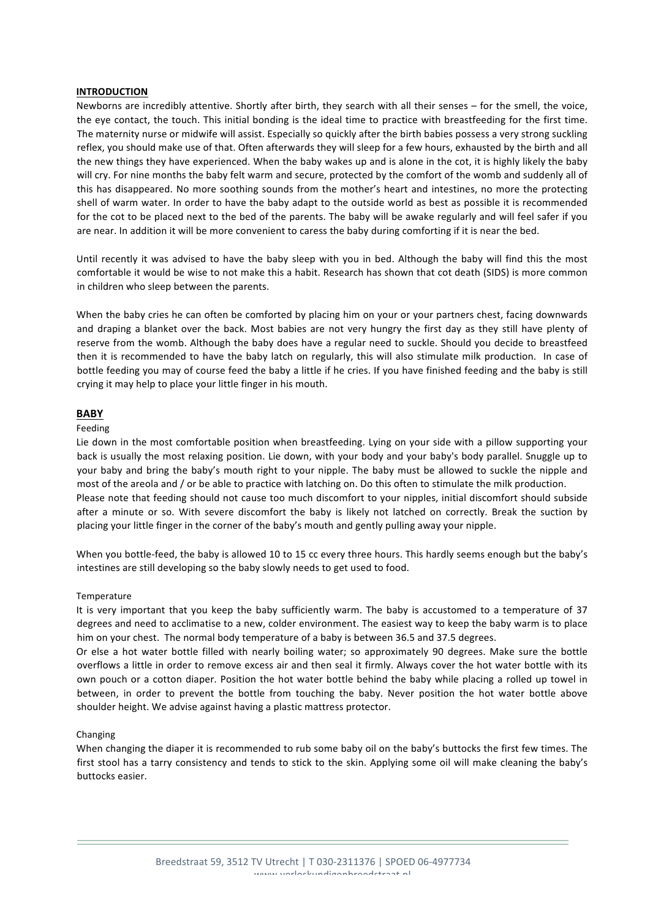## INTRODUCTION

Newborns are incredibly attentive. Shortly after birth, they search with all their senses – for the smell, the voice, the eye contact, the touch. This initial bonding is the ideal time to practice with breastfeeding for the first time. The maternity nurse or midwife will assist. Especially so quickly after the birth babies possess a very strong suckling reflex, you should make use of that. Often afterwards they will sleep for a few hours, exhausted by the birth and all the new things they have experienced. When the baby wakes up and is alone in the cot, it is highly likely the baby will cry. For nine months the baby felt warm and secure, protected by the comfort of the womb and suddenly all of this has disappeared. No more soothing sounds from the mother's heart and intestines, no more the protecting shell of warm water. In order to have the baby adapt to the outside world as best as possible it is recommended for the cot to be placed next to the bed of the parents. The baby will be awake regularly and will feel safer if you are near. In addition it will be more convenient to caress the baby during comforting if it is near the bed.

Until recently it was advised to have the baby sleep with you in bed. Although the baby will find this the most comfortable it would be wise to not make this a habit. Research has shown that cot death (SIDS) is more common in children who sleep between the parents.

When the baby cries he can often be comforted by placing him on your or your partners chest, facing downwards and draping a blanket over the back. Most babies are not very hungry the first day as they still have plenty of reserve from the womb. Although the baby does have a regular need to suckle. Should you decide to breastfeed then it is recommended to have the baby latch on regularly, this will also stimulate milk production. In case of bottle feeding you may of course feed the baby a little if he cries. If you have finished feeding and the baby is still crying it may help to place your little finger in his mouth.

## BABY

### Feeding

Lie down in the most comfortable position when breastfeeding. Lying on your side with a pillow supporting your back is usually the most relaxing position. Lie down, with your body and your baby's body parallel. Snuggle up to your baby and bring the baby's mouth right to your nipple. The baby must be allowed to suckle the nipple and most of the areola and / or be able to practice with latching on. Do this often to stimulate the milk production.
Please note that feeding should not cause too much discomfort to your nipples, initial discomfort should subside after a minute or so. With severe discomfort the baby is likely not latched on correctly. Break the suction by placing your little finger in the corner of the baby's mouth and gently pulling away your nipple.

When you bottle-feed, the baby is allowed 10 to 15 cc every three hours. This hardly seems enough but the baby's intestines are still developing so the baby slowly needs to get used to food.

### Temperature

It is very important that you keep the baby sufficiently warm. The baby is accustomed to a temperature of 37 degrees and need to acclimatise to a new, colder environment. The easiest way to keep the baby warm is to place him on your chest. The normal body temperature of a baby is between 36.5 and 37.5 degrees.
Or else a hot water bottle filled with nearly boiling water; so approximately 90 degrees. Make sure the bottle overflows a little in order to remove excess air and then seal it firmly. Always cover the hot water bottle with its own pouch or a cotton diaper. Position the hot water bottle behind the baby while placing a rolled up towel in between, in order to prevent the bottle from touching the baby. Never position the hot water bottle above shoulder height. We advise against having a plastic mattress protector.

### Changing

When changing the diaper it is recommended to rub some baby oil on the baby's buttocks the first few times. The first stool has a tarry consistency and tends to stick to the skin. Applying some oil will make cleaning the baby's buttocks easier.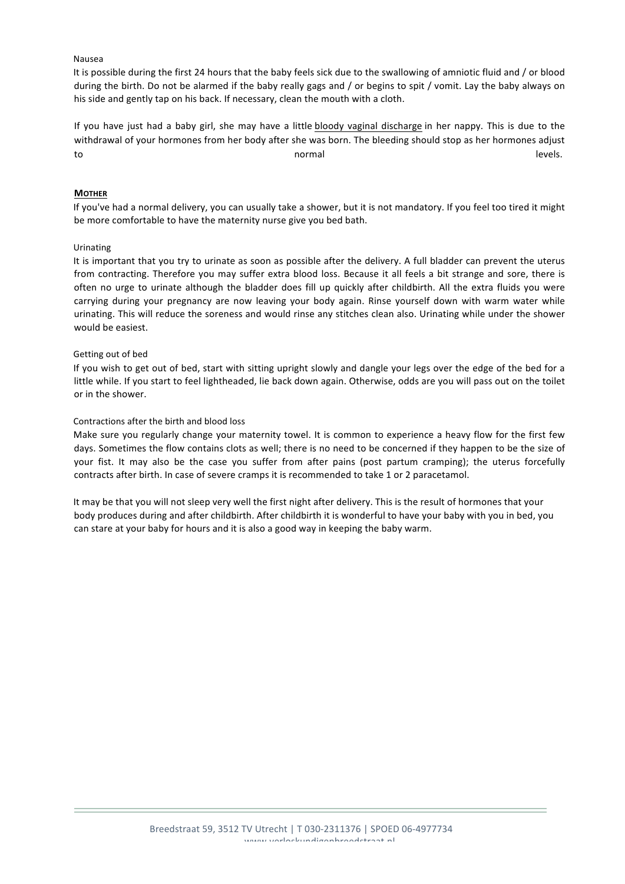Nausea

It is possible during the first 24 hours that the baby feels sick due to the swallowing of amniotic fluid and / or blood during the birth. Do not be alarmed if the baby really gags and / or begins to spit / vomit. Lay the baby always on his side and gently tap on his back. If necessary, clean the mouth with a cloth.

If you have just had a baby girl, she may have a little bloody vaginal discharge in her nappy. This is due to the withdrawal of your hormones from her body after she was born. The bleeding should stop as her hormones adjust to normal levels.

## MOTHER

If you've had a normal delivery, you can usually take a shower, but it is not mandatory. If you feel too tired it might be more comfortable to have the maternity nurse give you bed bath.

Urinating

It is important that you try to urinate as soon as possible after the delivery. A full bladder can prevent the uterus from contracting. Therefore you may suffer extra blood loss. Because it all feels a bit strange and sore, there is often no urge to urinate although the bladder does fill up quickly after childbirth. All the extra fluids you were carrying during your pregnancy are now leaving your body again. Rinse yourself down with warm water while urinating. This will reduce the soreness and would rinse any stitches clean also. Urinating while under the shower would be easiest.

Getting out of bed

If you wish to get out of bed, start with sitting upright slowly and dangle your legs over the edge of the bed for a little while. If you start to feel lightheaded, lie back down again. Otherwise, odds are you will pass out on the toilet or in the shower.

Contractions after the birth and blood loss

Make sure you regularly change your maternity towel. It is common to experience a heavy flow for the first few days. Sometimes the flow contains clots as well; there is no need to be concerned if they happen to be the size of your fist. It may also be the case you suffer from after pains (post partum cramping); the uterus forcefully contracts after birth. In case of severe cramps it is recommended to take 1 or 2 paracetamol.

It may be that you will not sleep very well the first night after delivery. This is the result of hormones that your body produces during and after childbirth. After childbirth it is wonderful to have your baby with you in bed, you can stare at your baby for hours and it is also a good way in keeping the baby warm.